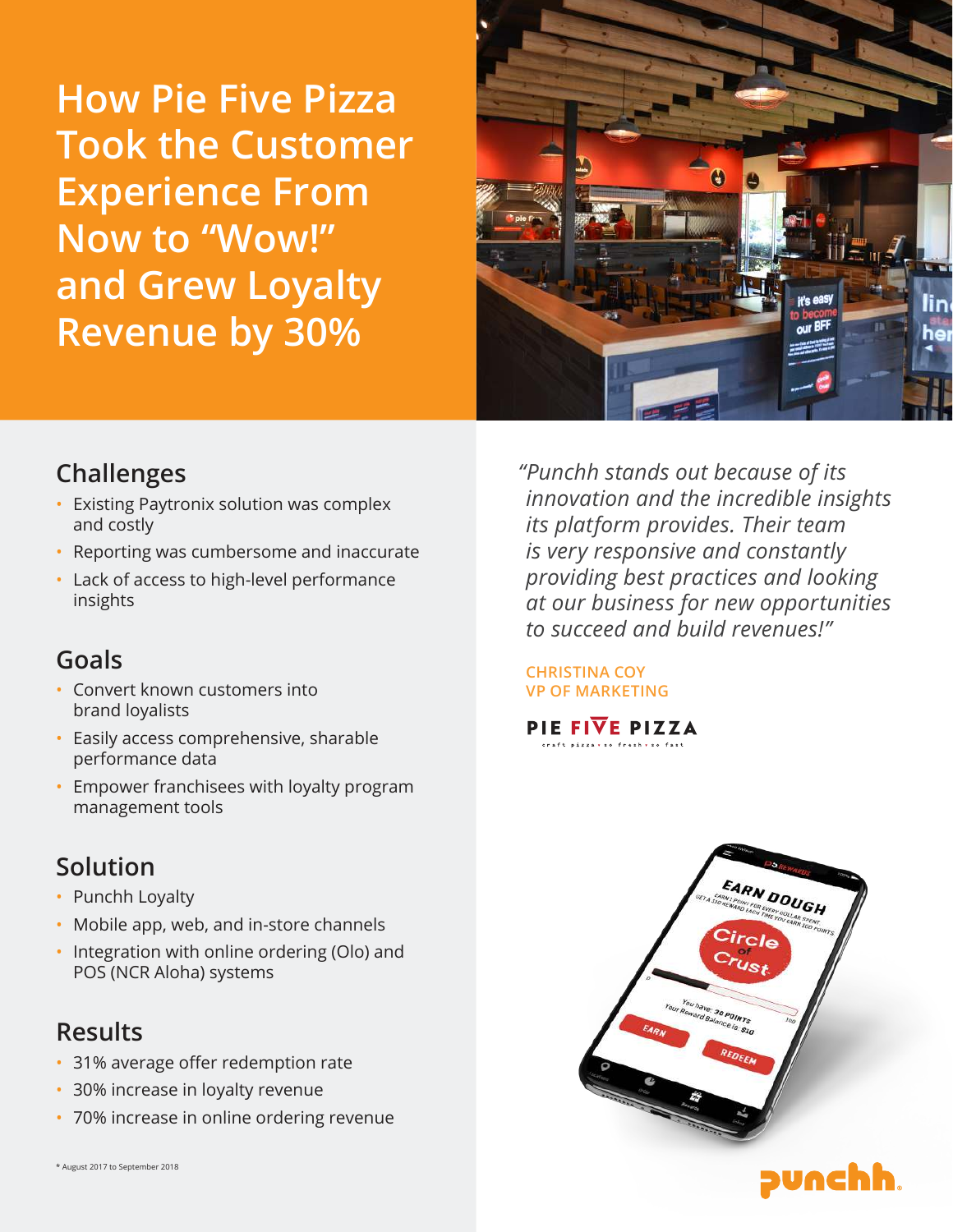# How Pie Five Pizza Took the Customer Experience From Now to "Wow!" and Grew Loyalty Revenue by 30%

## Challenges

- Existing Paytronix solution was complex and costly
- Reporting was cumbersome and inaccurate
- Lack of access to high-level performance insights

## Goals

- Convert known customers into brand loyalists
- Easily access comprehensive, sharable performance data
- Empower franchisees with loyalty program management tools

## Solution

- Punchh Loyalty
- Mobile app, web, and in-store channels
- Integration with online ordering (Olo) and POS (NCR Aloha) systems

## Results

- 31% average offer redemption rate
- 30% increase in loyalty revenue
- 70% increase in online ordering revenue

\* August 2017 to September 2018

*"Punchh stands out because of its innovation and the incredible insights its platform provides. Their team is very responsive and constantly providing best practices and looking at our business for new opportunities to succeed and build revenues!"*

**CHRISTINA COY**
**VP OF MARKETING**

PIE FIVE PIZZA
craft pizza • so fresh • so fast

punchh.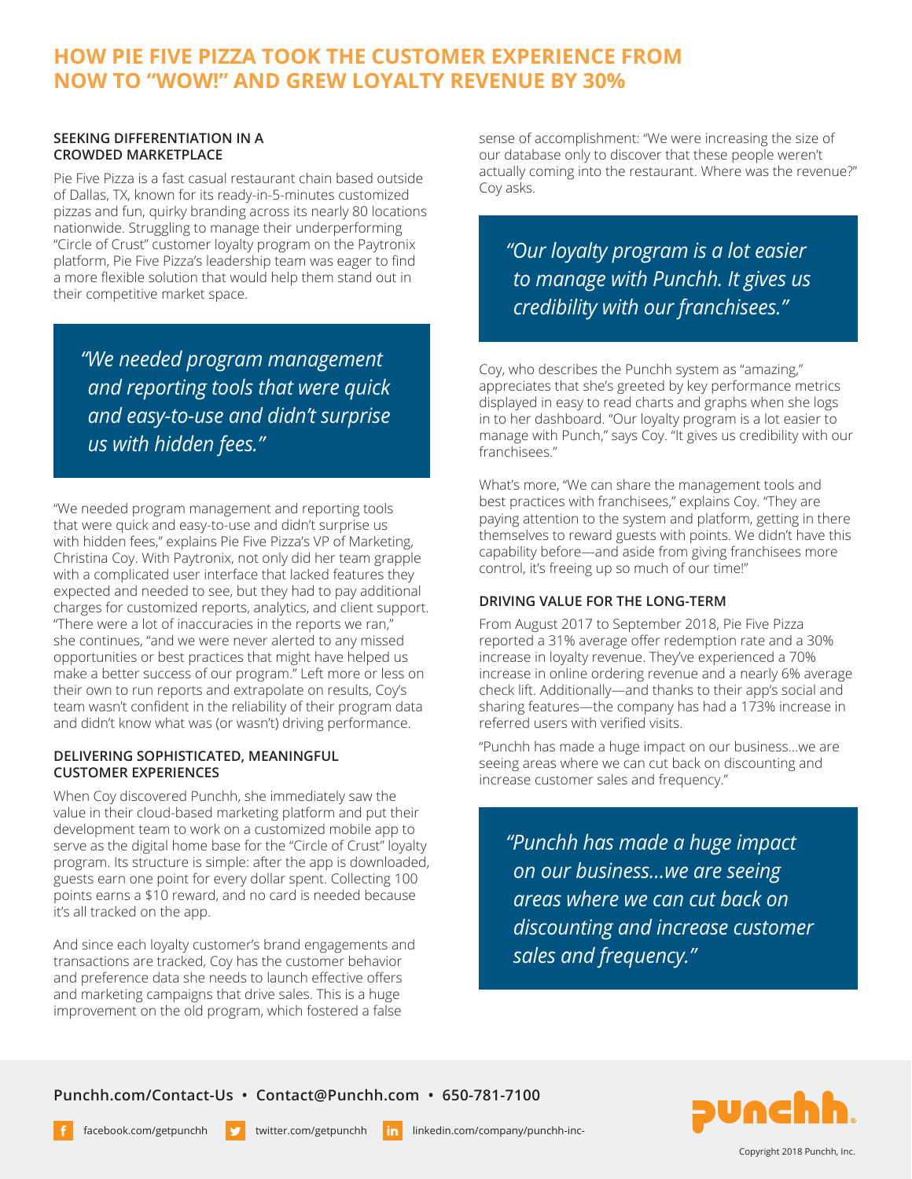# HOW PIE FIVE PIZZA TOOK THE CUSTOMER EXPERIENCE FROM NOW TO "WOW!" AND GREW LOYALTY REVENUE BY 30%

### SEEKING DIFFERENTIATION IN A CROWDED MARKETPLACE

Pie Five Pizza is a fast casual restaurant chain based outside of Dallas, TX, known for its ready-in-5-minutes customized pizzas and fun, quirky branding across its nearly 80 locations nationwide. Struggling to manage their underperforming "Circle of Crust" customer loyalty program on the Paytronix platform, Pie Five Pizza's leadership team was eager to find a more flexible solution that would help them stand out in their competitive market space.

> *"We needed program management and reporting tools that were quick and easy-to-use and didn't surprise us with hidden fees."*

"We needed program management and reporting tools that were quick and easy-to-use and didn't surprise us with hidden fees," explains Pie Five Pizza's VP of Marketing, Christina Coy. With Paytronix, not only did her team grapple with a complicated user interface that lacked features they expected and needed to see, but they had to pay additional charges for customized reports, analytics, and client support. "There were a lot of inaccuracies in the reports we ran," she continues, "and we were never alerted to any missed opportunities or best practices that might have helped us make a better success of our program." Left more or less on their own to run reports and extrapolate on results, Coy's team wasn't confident in the reliability of their program data and didn't know what was (or wasn't) driving performance.

### DELIVERING SOPHISTICATED, MEANINGFUL CUSTOMER EXPERIENCES

When Coy discovered Punchh, she immediately saw the value in their cloud-based marketing platform and put their development team to work on a customized mobile app to serve as the digital home base for the "Circle of Crust" loyalty program. Its structure is simple: after the app is downloaded, guests earn one point for every dollar spent. Collecting 100 points earns a $10 reward, and no card is needed because it's all tracked on the app.

And since each loyalty customer's brand engagements and transactions are tracked, Coy has the customer behavior and preference data she needs to launch effective offers and marketing campaigns that drive sales. This is a huge improvement on the old program, which fostered a false sense of accomplishment: "We were increasing the size of our database only to discover that these people weren't actually coming into the restaurant. Where was the revenue?" Coy asks.

> *"Our loyalty program is a lot easier to manage with Punchh. It gives us credibility with our franchisees."*

Coy, who describes the Punchh system as "amazing," appreciates that she's greeted by key performance metrics displayed in easy to read charts and graphs when she logs in to her dashboard. "Our loyalty program is a lot easier to manage with Punch," says Coy. "It gives us credibility with our franchisees."

What's more, "We can share the management tools and best practices with franchisees," explains Coy. "They are paying attention to the system and platform, getting in there themselves to reward guests with points. We didn't have this capability before—and aside from giving franchisees more control, it's freeing up so much of our time!"

### DRIVING VALUE FOR THE LONG-TERM

From August 2017 to September 2018, Pie Five Pizza reported a 31% average offer redemption rate and a 30% increase in loyalty revenue. They've experienced a 70% increase in online ordering revenue and a nearly 6% average check lift. Additionally—and thanks to their app's social and sharing features—the company has had a 173% increase in referred users with verified visits.

"Punchh has made a huge impact on our business...we are seeing areas where we can cut back on discounting and increase customer sales and frequency."

> *"Punchh has made a huge impact on our business...we are seeing areas where we can cut back on discounting and increase customer sales and frequency."*

**Punchh.com/Contact-Us • Contact@Punchh.com • 650-781-7100**

facebook.com/getpunchh twitter.com/getpunchh linkedin.com/company/punchh-inc-

punchh

Copyright 2018 Punchh, Inc.